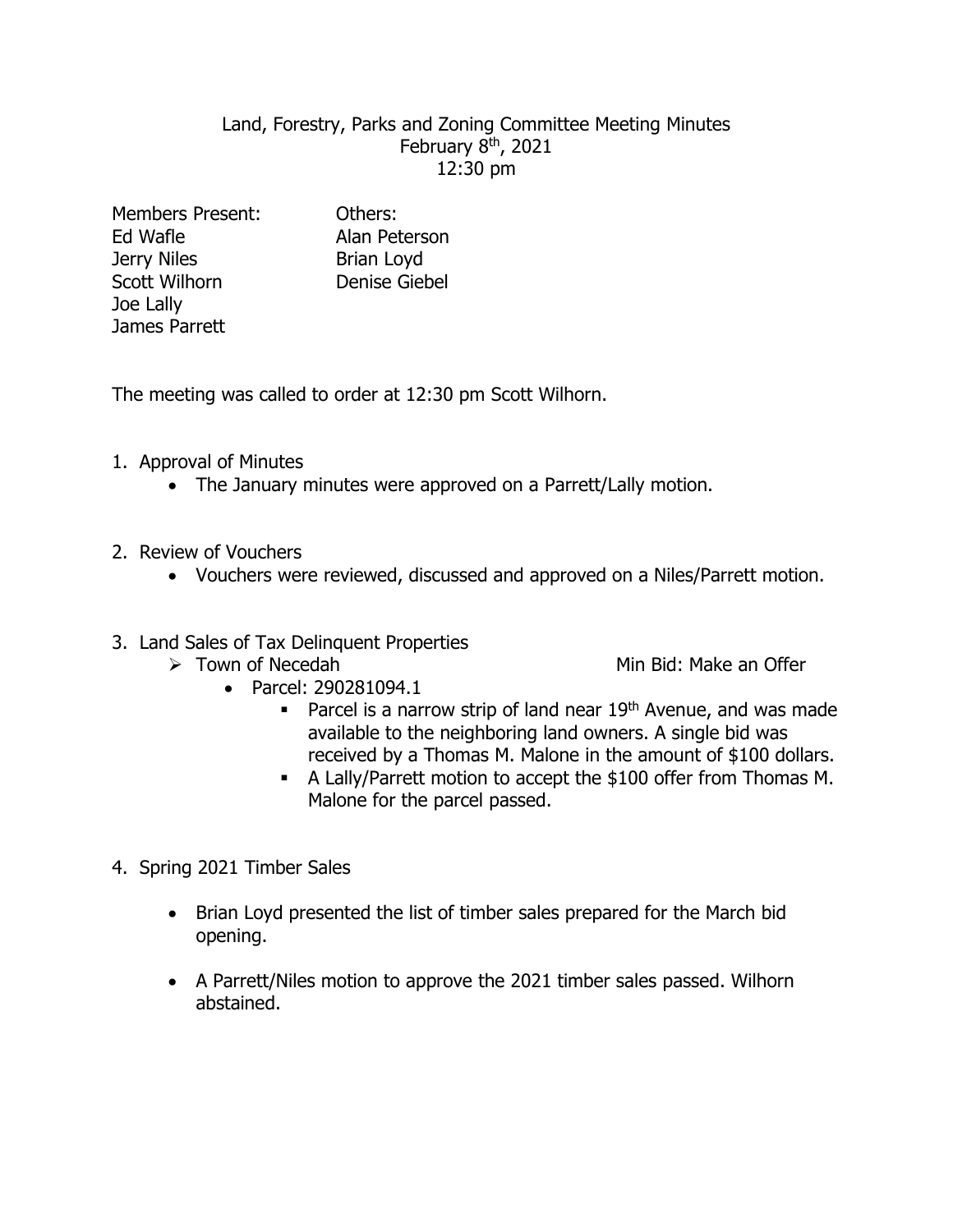# Land, Forestry, Parks and Zoning Committee Meeting Minutes

February 8th, 2021

12:30 pm

| Members Present: | Others: |
|---|---|
| Ed Wafle | Alan Peterson |
| Jerry Niles | Brian Loyd |
| Scott Wilhorn | Denise Giebel |
| Joe Lally | |
| James Parrett | |

The meeting was called to order at 12:30 pm Scott Wilhorn.

1. Approval of Minutes
   - The January minutes were approved on a Parrett/Lally motion.

2. Review of Vouchers
   - Vouchers were reviewed, discussed and approved on a Niles/Parrett motion.

3. Land Sales of Tax Delinquent Properties
   - Town of Necedah — Min Bid: Make an Offer
     - Parcel: 290281094.1
       - Parcel is a narrow strip of land near 19th Avenue, and was made available to the neighboring land owners. A single bid was received by a Thomas M. Malone in the amount of $100 dollars.
       - A Lally/Parrett motion to accept the $100 offer from Thomas M. Malone for the parcel passed.

4. Spring 2021 Timber Sales
   - Brian Loyd presented the list of timber sales prepared for the March bid opening.
   - A Parrett/Niles motion to approve the 2021 timber sales passed. Wilhorn abstained.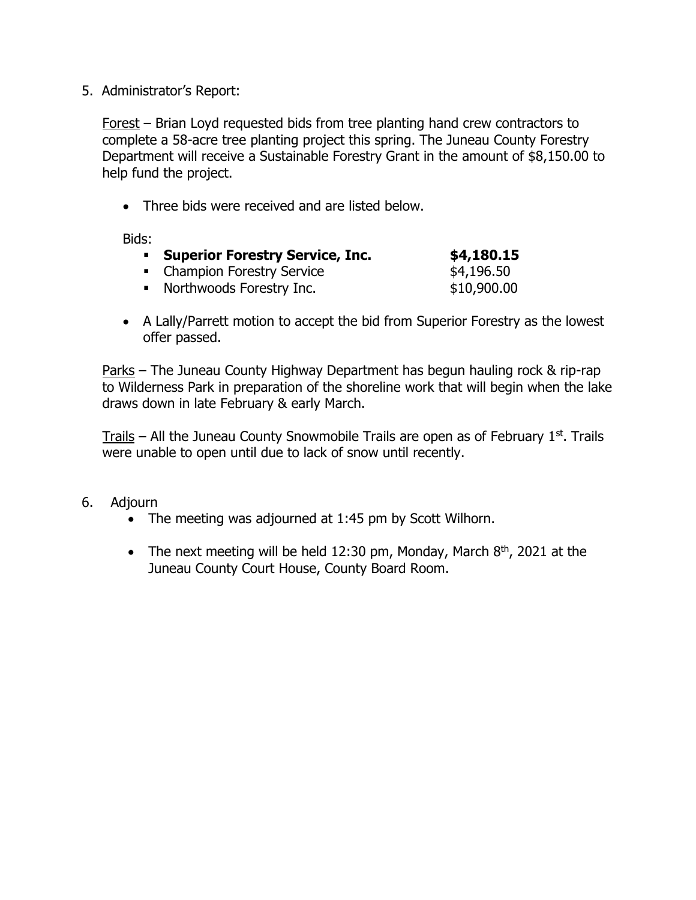5. Administrator's Report:

   Forest – Brian Loyd requested bids from tree planting hand crew contractors to complete a 58-acre tree planting project this spring. The Juneau County Forestry Department will receive a Sustainable Forestry Grant in the amount of $8,150.00 to help fund the project.

   - Three bids were received and are listed below.

   Bids:

   | | |
   |---|---|
   | **Superior Forestry Service, Inc.** | **$4,180.15** |
   | Champion Forestry Service | $4,196.50 |
   | Northwoods Forestry Inc. | $10,900.00 |

   - A Lally/Parrett motion to accept the bid from Superior Forestry as the lowest offer passed.

   Parks – The Juneau County Highway Department has begun hauling rock & rip-rap to Wilderness Park in preparation of the shoreline work that will begin when the lake draws down in late February & early March.

   Trails – All the Juneau County Snowmobile Trails are open as of February 1st. Trails were unable to open until due to lack of snow until recently.

6. Adjourn
   - The meeting was adjourned at 1:45 pm by Scott Wilhorn.
   - The next meeting will be held 12:30 pm, Monday, March 8th, 2021 at the Juneau County Court House, County Board Room.